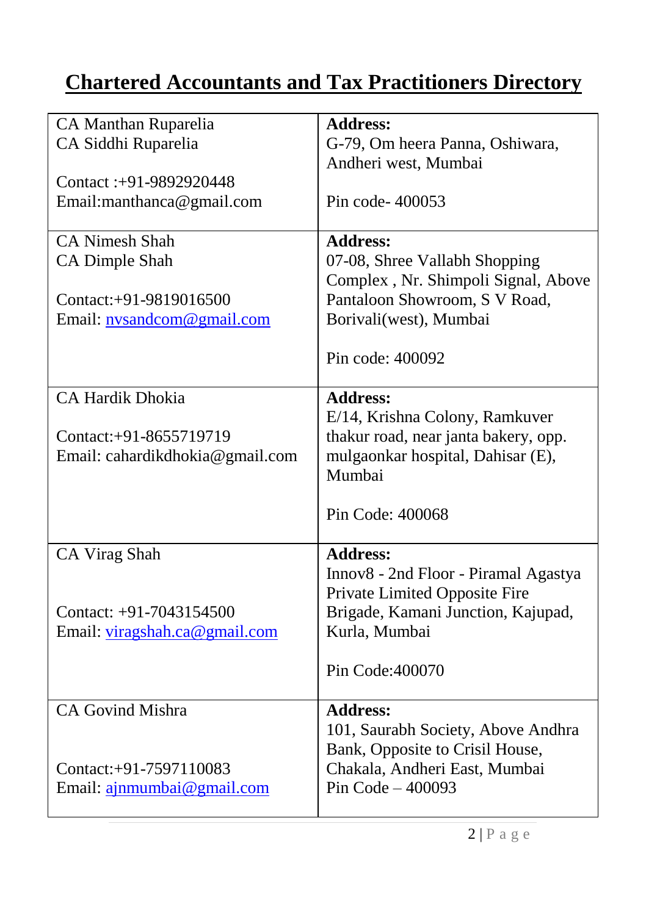# Chartered Accountants and Tax Practitioners Directory

| | |
|---|---|
| CA Manthan Ruparelia<br>CA Siddhi Ruparelia<br><br>Contact :+91-9892920448<br>Email:manthanca@gmail.com | **Address:**<br>G-79, Om heera Panna, Oshiwara, Andheri west, Mumbai<br><br>Pin code- 400053 |
| CA Nimesh Shah<br>CA Dimple Shah<br><br>Contact:+91-9819016500<br>Email: nvsandcom@gmail.com | **Address:**<br>07-08, Shree Vallabh Shopping Complex , Nr. Shimpoli Signal, Above Pantaloon Showroom, S V Road, Borivali(west), Mumbai<br><br>Pin code: 400092 |
| CA Hardik Dhokia<br><br>Contact:+91-8655719719<br>Email: cahardikdhokia@gmail.com | **Address:**<br>E/14, Krishna Colony, Ramkuver thakur road, near janta bakery, opp. mulgaonkar hospital, Dahisar (E), Mumbai<br><br>Pin Code: 400068 |
| CA Virag Shah<br><br>Contact: +91-7043154500<br>Email: viragshah.ca@gmail.com | **Address:**<br>Innov8 - 2nd Floor - Piramal Agastya Private Limited Opposite Fire Brigade, Kamani Junction, Kajupad, Kurla, Mumbai<br><br>Pin Code:400070 |
| CA Govind Mishra<br><br>Contact:+91-7597110083<br>Email: ajnmumbai@gmail.com | **Address:**<br>101, Saurabh Society, Above Andhra Bank, Opposite to Crisil House, Chakala, Andheri East, Mumbai<br>Pin Code – 400093 |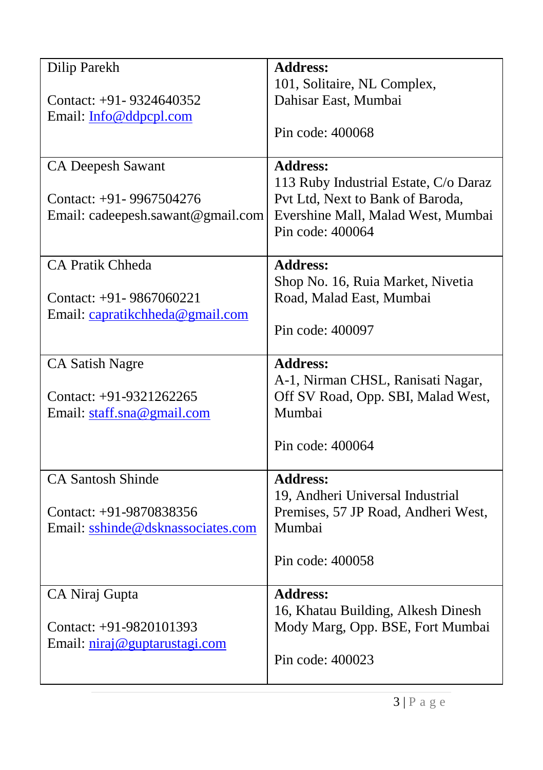| Dilip Parekh<br><br>Contact: +91- 9324640352<br>Email: Info@ddpcpl.com | **Address:**<br>101, Solitaire, NL Complex, Dahisar East, Mumbai<br><br>Pin code: 400068 |
|---|---|
| CA Deepesh Sawant<br><br>Contact: +91- 9967504276<br>Email: cadeepesh.sawant@gmail.com | **Address:**<br>113 Ruby Industrial Estate, C/o Daraz Pvt Ltd, Next to Bank of Baroda, Evershine Mall, Malad West, Mumbai<br>Pin code: 400064 |
| CA Pratik Chheda<br><br>Contact: +91- 9867060221<br>Email: capratikchheda@gmail.com | **Address:**<br>Shop No. 16, Ruia Market, Nivetia Road, Malad East, Mumbai<br><br>Pin code: 400097 |
| CA Satish Nagre<br><br>Contact: +91-9321262265<br>Email: staff.sna@gmail.com | **Address:**<br>A-1, Nirman CHSL, Ranisati Nagar, Off SV Road, Opp. SBI, Malad West, Mumbai<br><br>Pin code: 400064 |
| CA Santosh Shinde<br><br>Contact: +91-9870838356<br>Email: sshinde@dsknassociates.com | **Address:**<br>19, Andheri Universal Industrial Premises, 57 JP Road, Andheri West, Mumbai<br><br>Pin code: 400058 |
| CA Niraj Gupta<br><br>Contact: +91-9820101393<br>Email: niraj@guptarustagi.com | **Address:**<br>16, Khatau Building, Alkesh Dinesh Mody Marg, Opp. BSE, Fort Mumbai<br><br>Pin code: 400023 |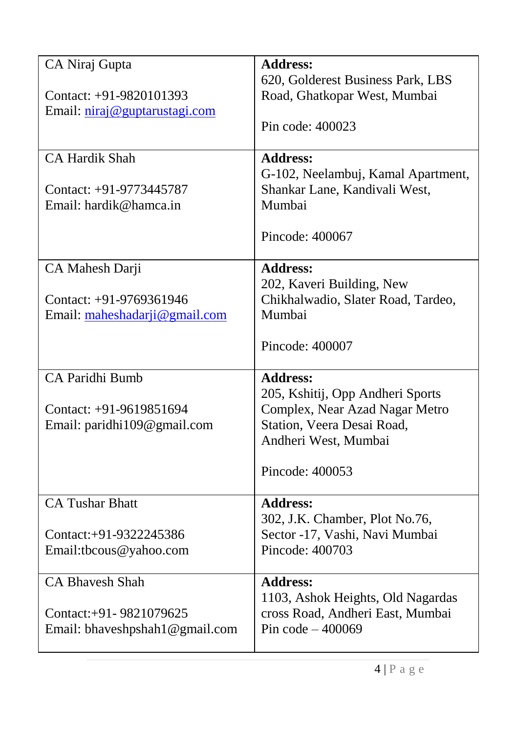| CA Niraj Gupta<br><br>Contact: +91-9820101393<br>Email: niraj@guptarustagi.com | **Address:**<br>620, Golderest Business Park, LBS Road, Ghatkopar West, Mumbai<br><br>Pin code: 400023 |
|---|---|
| CA Hardik Shah<br><br>Contact: +91-9773445787<br>Email: hardik@hamca.in | **Address:**<br>G-102, Neelambuj, Kamal Apartment, Shankar Lane, Kandivali West, Mumbai<br><br>Pincode: 400067 |
| CA Mahesh Darji<br><br>Contact: +91-9769361946<br>Email: maheshadarji@gmail.com | **Address:**<br>202, Kaveri Building, New Chikhalwadio, Slater Road, Tardeo, Mumbai<br><br>Pincode: 400007 |
| CA Paridhi Bumb<br><br>Contact: +91-9619851694<br>Email: paridhi109@gmail.com | **Address:**<br>205, Kshitij, Opp Andheri Sports Complex, Near Azad Nagar Metro Station, Veera Desai Road, Andheri West, Mumbai<br><br>Pincode: 400053 |
| CA Tushar Bhatt<br><br>Contact:+91-9322245386<br>Email:tbcous@yahoo.com | **Address:**<br>302, J.K. Chamber, Plot No.76, Sector -17, Vashi, Navi Mumbai<br>Pincode: 400703 |
| CA Bhavesh Shah<br><br>Contact:+91- 9821079625<br>Email: bhaveshpshah1@gmail.com | **Address:**<br>1103, Ashok Heights, Old Nagardas cross Road, Andheri East, Mumbai<br>Pin code – 400069 |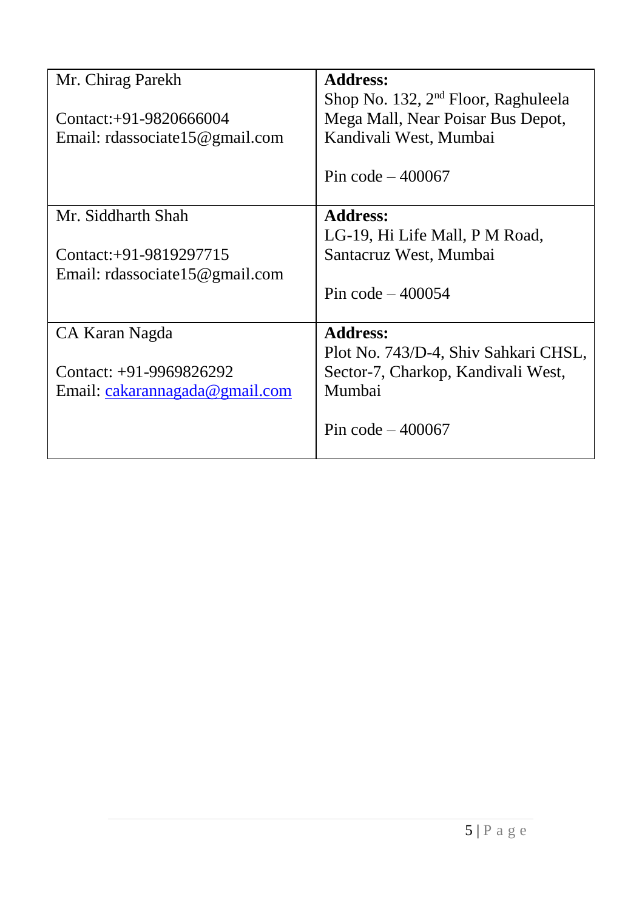| | |
|---|---|
| Mr. Chirag Parekh<br><br>Contact:+91-9820666004<br>Email: rdassociate15@gmail.com | **Address:**<br>Shop No. 132, 2nd Floor, Raghuleela Mega Mall, Near Poisar Bus Depot, Kandivali West, Mumbai<br><br>Pin code – 400067 |
| Mr. Siddharth Shah<br><br>Contact:+91-9819297715<br>Email: rdassociate15@gmail.com | **Address:**<br>LG-19, Hi Life Mall, P M Road, Santacruz West, Mumbai<br><br>Pin code – 400054 |
| CA Karan Nagda<br><br>Contact: +91-9969826292<br>Email: cakarannagada@gmail.com | **Address:**<br>Plot No. 743/D-4, Shiv Sahkari CHSL, Sector-7, Charkop, Kandivali West, Mumbai<br><br>Pin code – 400067 |